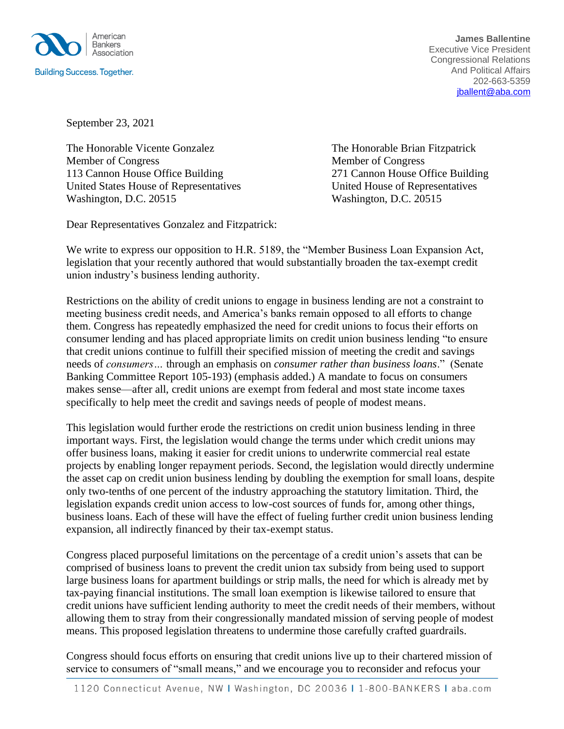American Bankers Association

Building Success. Together.

**James Ballentine**
Executive Vice President
Congressional Relations
And Political Affairs
202-663-5359
jballent@aba.com

September 23, 2021

The Honorable Vicente Gonzalez
Member of Congress
113 Cannon House Office Building
United States House of Representatives
Washington, D.C. 20515

The Honorable Brian Fitzpatrick
Member of Congress
271 Cannon House Office Building
United House of Representatives
Washington, D.C. 20515

Dear Representatives Gonzalez and Fitzpatrick:

We write to express our opposition to H.R. 5189, the "Member Business Loan Expansion Act, legislation that your recently authored that would substantially broaden the tax-exempt credit union industry's business lending authority.

Restrictions on the ability of credit unions to engage in business lending are not a constraint to meeting business credit needs, and America's banks remain opposed to all efforts to change them. Congress has repeatedly emphasized the need for credit unions to focus their efforts on consumer lending and has placed appropriate limits on credit union business lending "to ensure that credit unions continue to fulfill their specified mission of meeting the credit and savings needs of *consumers…* through an emphasis on *consumer rather than business loans*." (Senate Banking Committee Report 105-193) (emphasis added.) A mandate to focus on consumers makes sense—after all, credit unions are exempt from federal and most state income taxes specifically to help meet the credit and savings needs of people of modest means.

This legislation would further erode the restrictions on credit union business lending in three important ways. First, the legislation would change the terms under which credit unions may offer business loans, making it easier for credit unions to underwrite commercial real estate projects by enabling longer repayment periods. Second, the legislation would directly undermine the asset cap on credit union business lending by doubling the exemption for small loans, despite only two-tenths of one percent of the industry approaching the statutory limitation. Third, the legislation expands credit union access to low-cost sources of funds for, among other things, business loans. Each of these will have the effect of fueling further credit union business lending expansion, all indirectly financed by their tax-exempt status.

Congress placed purposeful limitations on the percentage of a credit union's assets that can be comprised of business loans to prevent the credit union tax subsidy from being used to support large business loans for apartment buildings or strip malls, the need for which is already met by tax-paying financial institutions. The small loan exemption is likewise tailored to ensure that credit unions have sufficient lending authority to meet the credit needs of their members, without allowing them to stray from their congressionally mandated mission of serving people of modest means. This proposed legislation threatens to undermine those carefully crafted guardrails.

Congress should focus efforts on ensuring that credit unions live up to their chartered mission of service to consumers of "small means," and we encourage you to reconsider and refocus your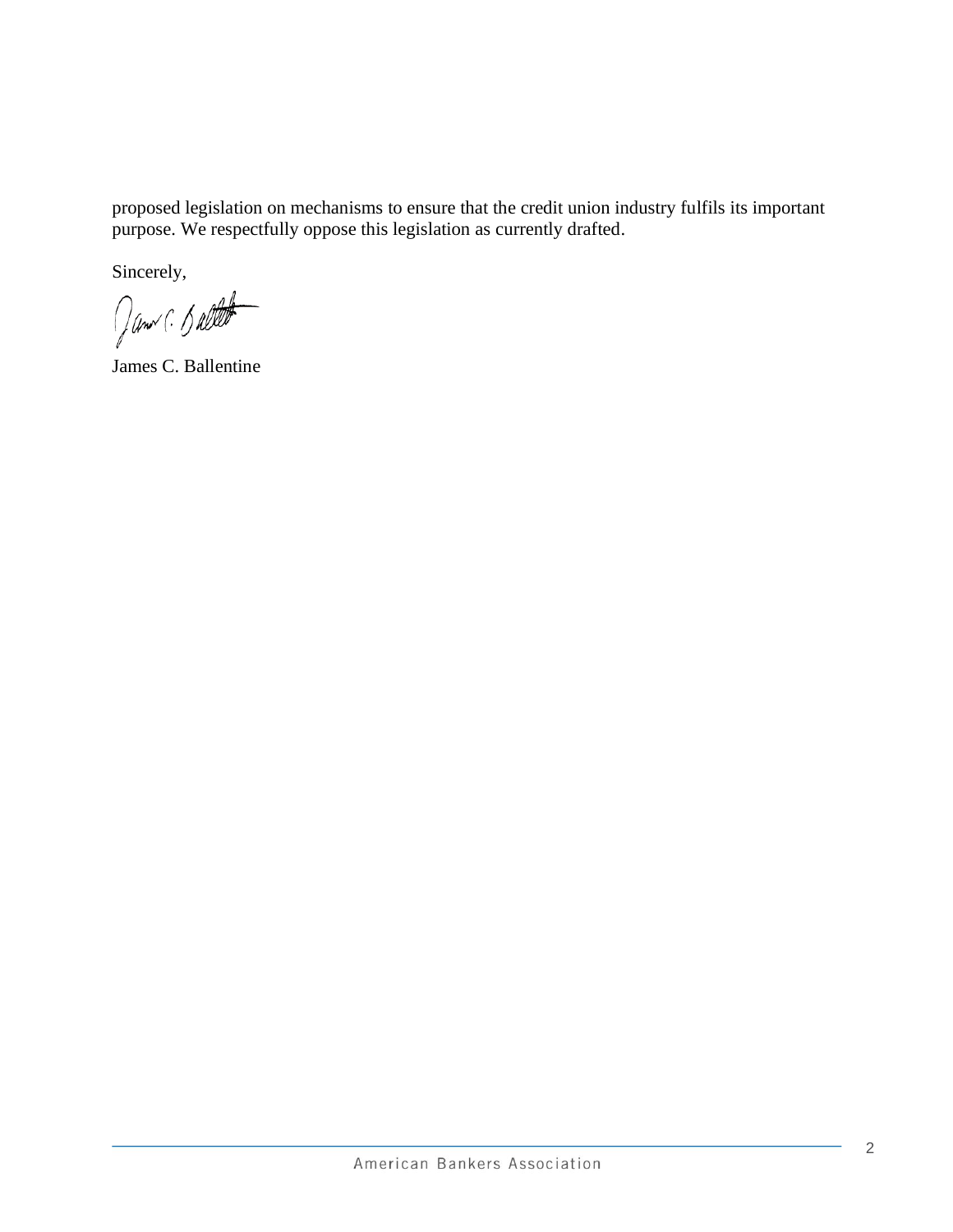proposed legislation on mechanisms to ensure that the credit union industry fulfils its important purpose. We respectfully oppose this legislation as currently drafted.

Sincerely,

James C. Ballentine